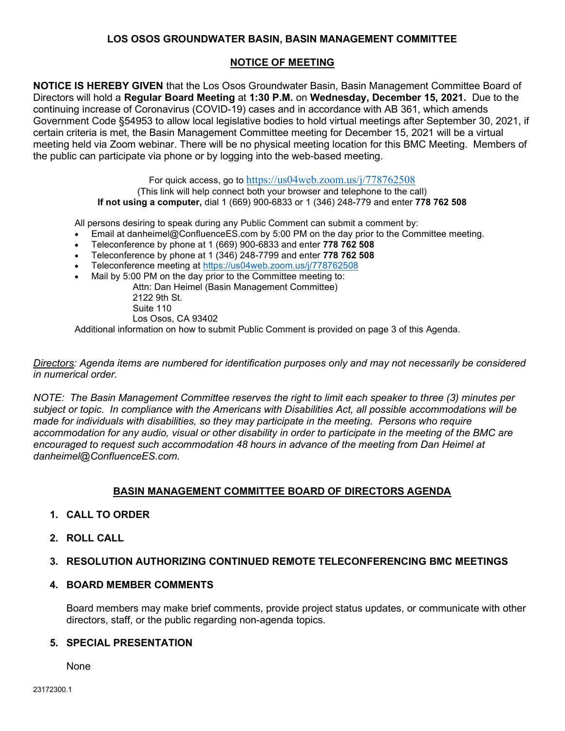# LOS OSOS GROUNDWATER BASIN, BASIN MANAGEMENT COMMITTEE

## NOTICE OF MEETING

**NOTICE IS HEREBY GIVEN** that the Los Osos Groundwater Basin, Basin Management Committee Board of Directors will hold a **Regular Board Meeting** at **1:30 P.M.** on **Wednesday, December 15, 2021.** Due to the continuing increase of Coronavirus (COVID-19) cases and in accordance with AB 361, which amends Government Code §54953 to allow local legislative bodies to hold virtual meetings after September 30, 2021, if certain criteria is met, the Basin Management Committee meeting for December 15, 2021 will be a virtual meeting held via Zoom webinar. There will be no physical meeting location for this BMC Meeting. Members of the public can participate via phone or by logging into the web-based meeting.

For quick access, go to https://us04web.zoom.us/j/778762508
(This link will help connect both your browser and telephone to the call)
**If not using a computer,** dial 1 (669) 900-6833 or 1 (346) 248-779 and enter **778 762 508**

All persons desiring to speak during any Public Comment can submit a comment by:

- Email at danheimel@ConfluenceES.com by 5:00 PM on the day prior to the Committee meeting.
- Teleconference by phone at 1 (669) 900-6833 and enter **778 762 508**
- Teleconference by phone at 1 (346) 248-7799 and enter **778 762 508**
- Teleconference meeting at https://us04web.zoom.us/j/778762508
- Mail by 5:00 PM on the day prior to the Committee meeting to:
  Attn: Dan Heimel (Basin Management Committee)
  2122 9th St.
  Suite 110
  Los Osos, CA 93402

Additional information on how to submit Public Comment is provided on page 3 of this Agenda.

*Directors: Agenda items are numbered for identification purposes only and may not necessarily be considered in numerical order.*

*NOTE: The Basin Management Committee reserves the right to limit each speaker to three (3) minutes per subject or topic. In compliance with the Americans with Disabilities Act, all possible accommodations will be made for individuals with disabilities, so they may participate in the meeting. Persons who require accommodation for any audio, visual or other disability in order to participate in the meeting of the BMC are encouraged to request such accommodation 48 hours in advance of the meeting from Dan Heimel at danheimel@ConfluenceES.com.*

## BASIN MANAGEMENT COMMITTEE BOARD OF DIRECTORS AGENDA

1. **CALL TO ORDER**
2. **ROLL CALL**
3. **RESOLUTION AUTHORIZING CONTINUED REMOTE TELECONFERENCING BMC MEETINGS**
4. **BOARD MEMBER COMMENTS**

   Board members may make brief comments, provide project status updates, or communicate with other directors, staff, or the public regarding non-agenda topics.

5. **SPECIAL PRESENTATION**

   None

23172300.1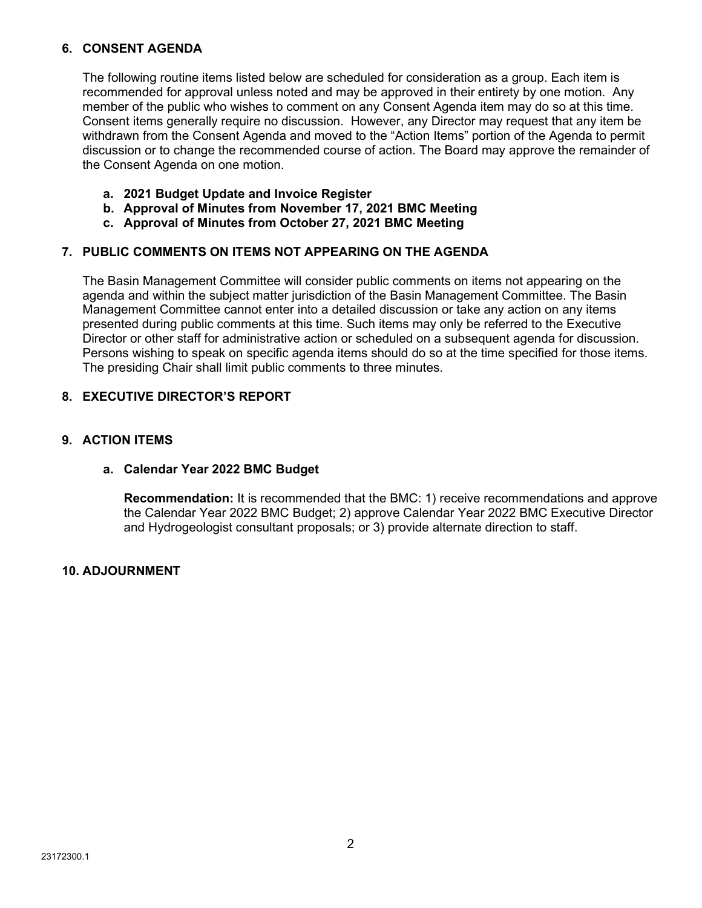## 6. CONSENT AGENDA

The following routine items listed below are scheduled for consideration as a group. Each item is recommended for approval unless noted and may be approved in their entirety by one motion. Any member of the public who wishes to comment on any Consent Agenda item may do so at this time. Consent items generally require no discussion. However, any Director may request that any item be withdrawn from the Consent Agenda and moved to the "Action Items" portion of the Agenda to permit discussion or to change the recommended course of action. The Board may approve the remainder of the Consent Agenda on one motion.

- **a. 2021 Budget Update and Invoice Register**
- **b. Approval of Minutes from November 17, 2021 BMC Meeting**
- **c. Approval of Minutes from October 27, 2021 BMC Meeting**

## 7. PUBLIC COMMENTS ON ITEMS NOT APPEARING ON THE AGENDA

The Basin Management Committee will consider public comments on items not appearing on the agenda and within the subject matter jurisdiction of the Basin Management Committee. The Basin Management Committee cannot enter into a detailed discussion or take any action on any items presented during public comments at this time. Such items may only be referred to the Executive Director or other staff for administrative action or scheduled on a subsequent agenda for discussion. Persons wishing to speak on specific agenda items should do so at the time specified for those items. The presiding Chair shall limit public comments to three minutes.

## 8. EXECUTIVE DIRECTOR'S REPORT

## 9. ACTION ITEMS

### a. Calendar Year 2022 BMC Budget

**Recommendation:** It is recommended that the BMC: 1) receive recommendations and approve the Calendar Year 2022 BMC Budget; 2) approve Calendar Year 2022 BMC Executive Director and Hydrogeologist consultant proposals; or 3) provide alternate direction to staff.

## 10. ADJOURNMENT

23172300.1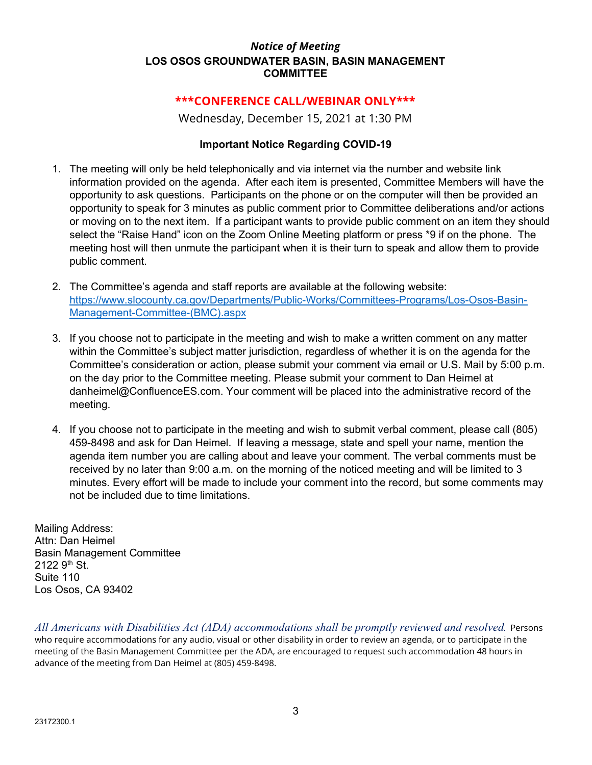*Notice of Meeting*

**LOS OSOS GROUNDWATER BASIN, BASIN MANAGEMENT COMMITTEE**

**\*\*\*CONFERENCE CALL/WEBINAR ONLY\*\*\***

Wednesday, December 15, 2021 at 1:30 PM

**Important Notice Regarding COVID-19**

1. The meeting will only be held telephonically and via internet via the number and website link information provided on the agenda. After each item is presented, Committee Members will have the opportunity to ask questions. Participants on the phone or on the computer will then be provided an opportunity to speak for 3 minutes as public comment prior to Committee deliberations and/or actions or moving on to the next item. If a participant wants to provide public comment on an item they should select the "Raise Hand" icon on the Zoom Online Meeting platform or press *9 if on the phone. The meeting host will then unmute the participant when it is their turn to speak and allow them to provide public comment.

2. The Committee's agenda and staff reports are available at the following website: https://www.slocounty.ca.gov/Departments/Public-Works/Committees-Programs/Los-Osos-Basin-Management-Committee-(BMC).aspx

3. If you choose not to participate in the meeting and wish to make a written comment on any matter within the Committee's subject matter jurisdiction, regardless of whether it is on the agenda for the Committee's consideration or action, please submit your comment via email or U.S. Mail by 5:00 p.m. on the day prior to the Committee meeting. Please submit your comment to Dan Heimel at danheimel@ConfluenceES.com. Your comment will be placed into the administrative record of the meeting.

4. If you choose not to participate in the meeting and wish to submit verbal comment, please call (805) 459-8498 and ask for Dan Heimel. If leaving a message, state and spell your name, mention the agenda item number you are calling about and leave your comment. The verbal comments must be received by no later than 9:00 a.m. on the morning of the noticed meeting and will be limited to 3 minutes. Every effort will be made to include your comment into the record, but some comments may not be included due to time limitations.

Mailing Address:
Attn: Dan Heimel
Basin Management Committee
2122 9th St.
Suite 110
Los Osos, CA 93402

*All Americans with Disabilities Act (ADA) accommodations shall be promptly reviewed and resolved.* Persons who require accommodations for any audio, visual or other disability in order to review an agenda, or to participate in the meeting of the Basin Management Committee per the ADA, are encouraged to request such accommodation 48 hours in advance of the meeting from Dan Heimel at (805) 459-8498.

23172300.1